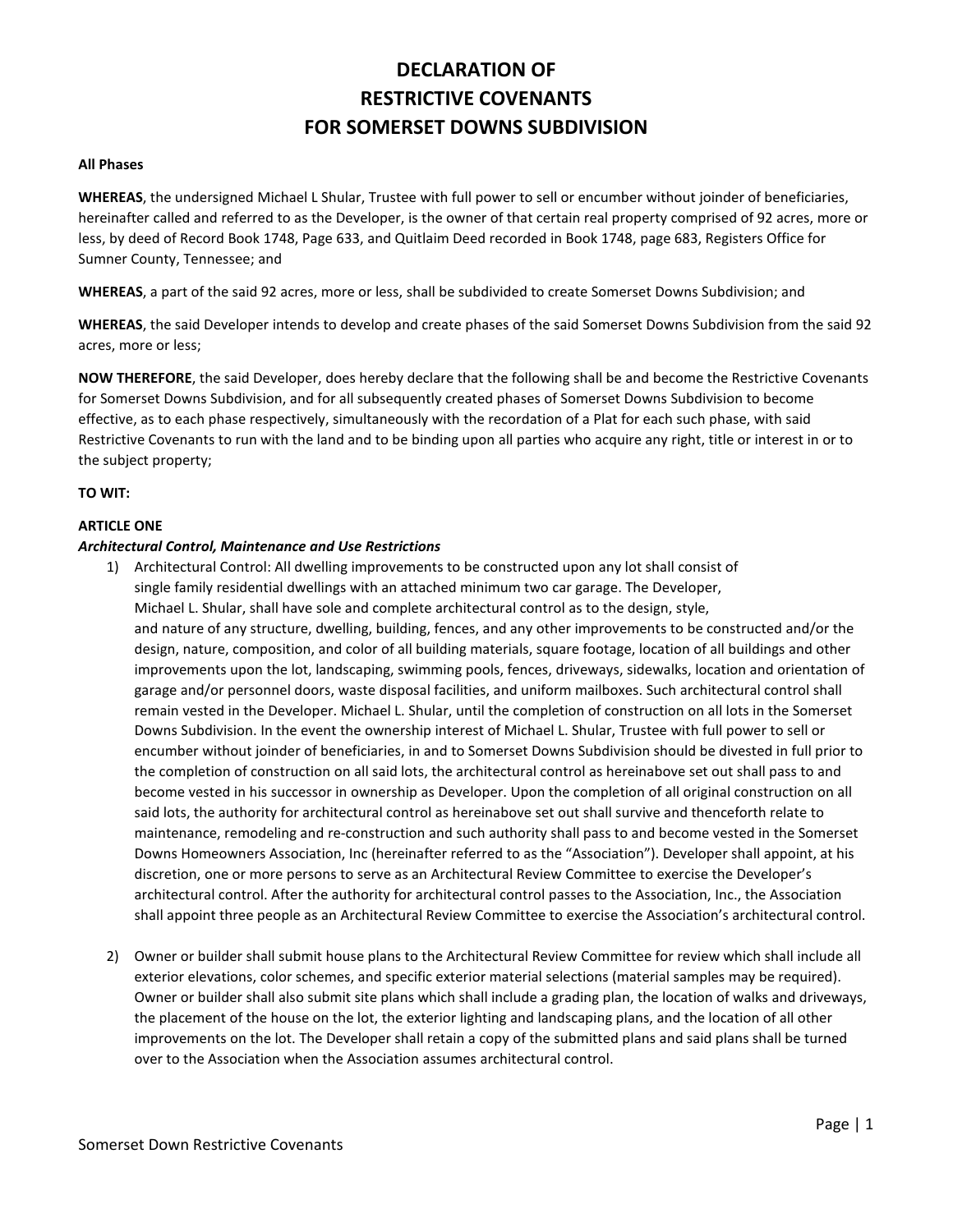# DECLARATION OF RESTRICTIVE COVENANTS FOR SOMERSET DOWNS SUBDIVISION

**All Phases**

**WHEREAS**, the undersigned Michael L Shular, Trustee with full power to sell or encumber without joinder of beneficiaries, hereinafter called and referred to as the Developer, is the owner of that certain real property comprised of 92 acres, more or less, by deed of Record Book 1748, Page 633, and Quitlaim Deed recorded in Book 1748, page 683, Registers Office for Sumner County, Tennessee; and

**WHEREAS**, a part of the said 92 acres, more or less, shall be subdivided to create Somerset Downs Subdivision; and

**WHEREAS**, the said Developer intends to develop and create phases of the said Somerset Downs Subdivision from the said 92 acres, more or less;

**NOW THEREFORE**, the said Developer, does hereby declare that the following shall be and become the Restrictive Covenants for Somerset Downs Subdivision, and for all subsequently created phases of Somerset Downs Subdivision to become effective, as to each phase respectively, simultaneously with the recordation of a Plat for each such phase, with said Restrictive Covenants to run with the land and to be binding upon all parties who acquire any right, title or interest in or to the subject property;

**TO WIT:**

**ARTICLE ONE**

***Architectural Control, Maintenance and Use Restrictions***

1) Architectural Control: All dwelling improvements to be constructed upon any lot shall consist of single family residential dwellings with an attached minimum two car garage. The Developer, Michael L. Shular, shall have sole and complete architectural control as to the design, style, and nature of any structure, dwelling, building, fences, and any other improvements to be constructed and/or the design, nature, composition, and color of all building materials, square footage, location of all buildings and other improvements upon the lot, landscaping, swimming pools, fences, driveways, sidewalks, location and orientation of garage and/or personnel doors, waste disposal facilities, and uniform mailboxes. Such architectural control shall remain vested in the Developer. Michael L. Shular, until the completion of construction on all lots in the Somerset Downs Subdivision. In the event the ownership interest of Michael L. Shular, Trustee with full power to sell or encumber without joinder of beneficiaries, in and to Somerset Downs Subdivision should be divested in full prior to the completion of construction on all said lots, the architectural control as hereinabove set out shall pass to and become vested in his successor in ownership as Developer. Upon the completion of all original construction on all said lots, the authority for architectural control as hereinabove set out shall survive and thenceforth relate to maintenance, remodeling and re-construction and such authority shall pass to and become vested in the Somerset Downs Homeowners Association, Inc (hereinafter referred to as the "Association"). Developer shall appoint, at his discretion, one or more persons to serve as an Architectural Review Committee to exercise the Developer's architectural control. After the authority for architectural control passes to the Association, Inc., the Association shall appoint three people as an Architectural Review Committee to exercise the Association's architectural control.

2) Owner or builder shall submit house plans to the Architectural Review Committee for review which shall include all exterior elevations, color schemes, and specific exterior material selections (material samples may be required). Owner or builder shall also submit site plans which shall include a grading plan, the location of walks and driveways, the placement of the house on the lot, the exterior lighting and landscaping plans, and the location of all other improvements on the lot. The Developer shall retain a copy of the submitted plans and said plans shall be turned over to the Association when the Association assumes architectural control.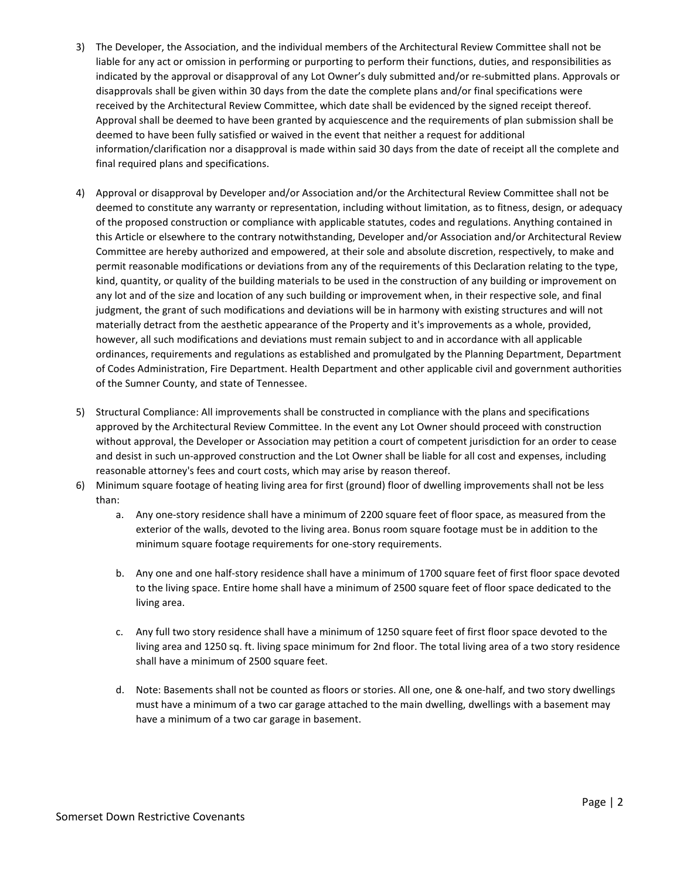3) The Developer, the Association, and the individual members of the Architectural Review Committee shall not be liable for any act or omission in performing or purporting to perform their functions, duties, and responsibilities as indicated by the approval or disapproval of any Lot Owner's duly submitted and/or re-submitted plans. Approvals or disapprovals shall be given within 30 days from the date the complete plans and/or final specifications were received by the Architectural Review Committee, which date shall be evidenced by the signed receipt thereof. Approval shall be deemed to have been granted by acquiescence and the requirements of plan submission shall be deemed to have been fully satisfied or waived in the event that neither a request for additional information/clarification nor a disapproval is made within said 30 days from the date of receipt all the complete and final required plans and specifications.

4) Approval or disapproval by Developer and/or Association and/or the Architectural Review Committee shall not be deemed to constitute any warranty or representation, including without limitation, as to fitness, design, or adequacy of the proposed construction or compliance with applicable statutes, codes and regulations. Anything contained in this Article or elsewhere to the contrary notwithstanding, Developer and/or Association and/or Architectural Review Committee are hereby authorized and empowered, at their sole and absolute discretion, respectively, to make and permit reasonable modifications or deviations from any of the requirements of this Declaration relating to the type, kind, quantity, or quality of the building materials to be used in the construction of any building or improvement on any lot and of the size and location of any such building or improvement when, in their respective sole, and final judgment, the grant of such modifications and deviations will be in harmony with existing structures and will not materially detract from the aesthetic appearance of the Property and it's improvements as a whole, provided, however, all such modifications and deviations must remain subject to and in accordance with all applicable ordinances, requirements and regulations as established and promulgated by the Planning Department, Department of Codes Administration, Fire Department. Health Department and other applicable civil and government authorities of the Sumner County, and state of Tennessee.

5) Structural Compliance: All improvements shall be constructed in compliance with the plans and specifications approved by the Architectural Review Committee. In the event any Lot Owner should proceed with construction without approval, the Developer or Association may petition a court of competent jurisdiction for an order to cease and desist in such un-approved construction and the Lot Owner shall be liable for all cost and expenses, including reasonable attorney's fees and court costs, which may arise by reason thereof.

6) Minimum square footage of heating living area for first (ground) floor of dwelling improvements shall not be less than:

    a. Any one-story residence shall have a minimum of 2200 square feet of floor space, as measured from the exterior of the walls, devoted to the living area. Bonus room square footage must be in addition to the minimum square footage requirements for one-story requirements.

    b. Any one and one half-story residence shall have a minimum of 1700 square feet of first floor space devoted to the living space. Entire home shall have a minimum of 2500 square feet of floor space dedicated to the living area.

    c. Any full two story residence shall have a minimum of 1250 square feet of first floor space devoted to the living area and 1250 sq. ft. living space minimum for 2nd floor. The total living area of a two story residence shall have a minimum of 2500 square feet.

    d. Note: Basements shall not be counted as floors or stories. All one, one & one-half, and two story dwellings must have a minimum of a two car garage attached to the main dwelling, dwellings with a basement may have a minimum of a two car garage in basement.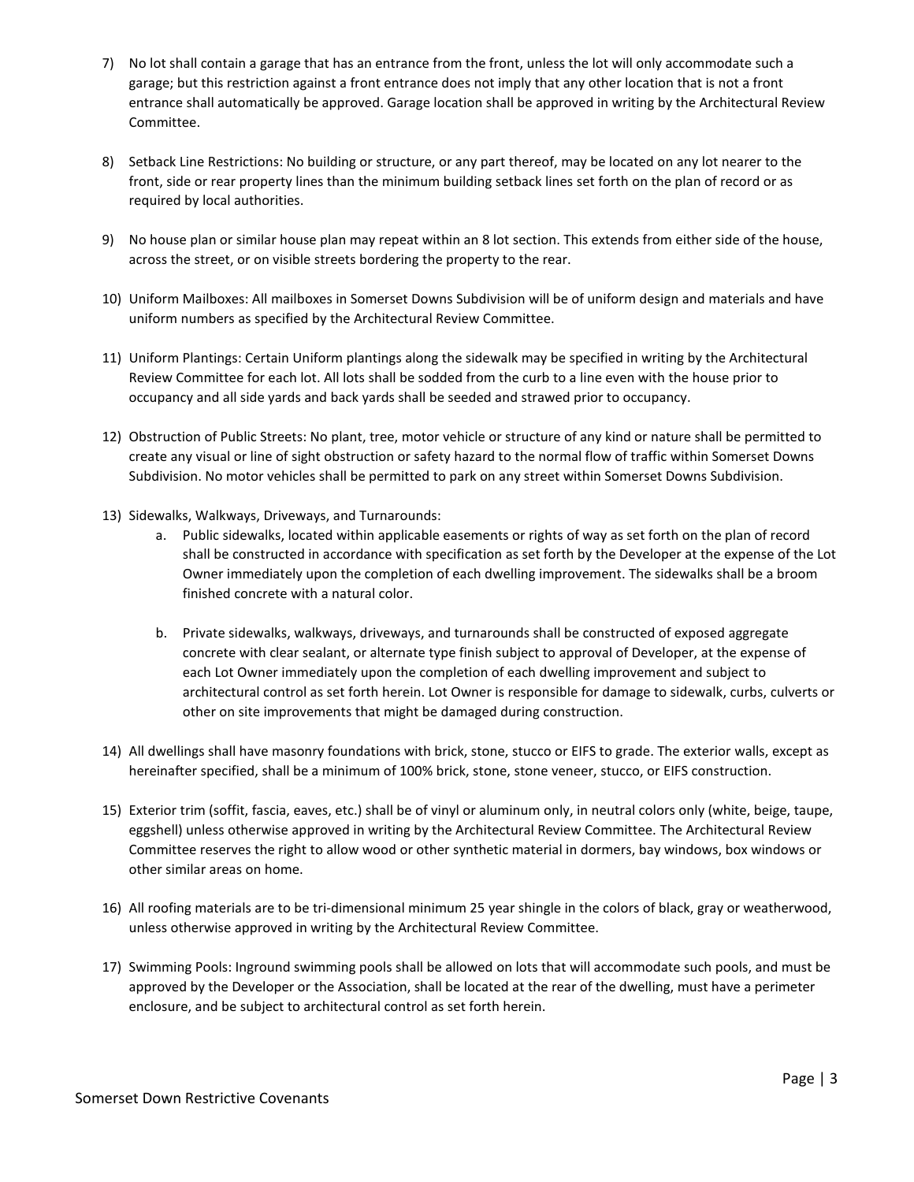7) No lot shall contain a garage that has an entrance from the front, unless the lot will only accommodate such a garage; but this restriction against a front entrance does not imply that any other location that is not a front entrance shall automatically be approved. Garage location shall be approved in writing by the Architectural Review Committee.

8) Setback Line Restrictions: No building or structure, or any part thereof, may be located on any lot nearer to the front, side or rear property lines than the minimum building setback lines set forth on the plan of record or as required by local authorities.

9) No house plan or similar house plan may repeat within an 8 lot section. This extends from either side of the house, across the street, or on visible streets bordering the property to the rear.

10) Uniform Mailboxes: All mailboxes in Somerset Downs Subdivision will be of uniform design and materials and have uniform numbers as specified by the Architectural Review Committee.

11) Uniform Plantings: Certain Uniform plantings along the sidewalk may be specified in writing by the Architectural Review Committee for each lot. All lots shall be sodded from the curb to a line even with the house prior to occupancy and all side yards and back yards shall be seeded and strawed prior to occupancy.

12) Obstruction of Public Streets: No plant, tree, motor vehicle or structure of any kind or nature shall be permitted to create any visual or line of sight obstruction or safety hazard to the normal flow of traffic within Somerset Downs Subdivision. No motor vehicles shall be permitted to park on any street within Somerset Downs Subdivision.

13) Sidewalks, Walkways, Driveways, and Turnarounds:

    a. Public sidewalks, located within applicable easements or rights of way as set forth on the plan of record shall be constructed in accordance with specification as set forth by the Developer at the expense of the Lot Owner immediately upon the completion of each dwelling improvement. The sidewalks shall be a broom finished concrete with a natural color.

    b. Private sidewalks, walkways, driveways, and turnarounds shall be constructed of exposed aggregate concrete with clear sealant, or alternate type finish subject to approval of Developer, at the expense of each Lot Owner immediately upon the completion of each dwelling improvement and subject to architectural control as set forth herein. Lot Owner is responsible for damage to sidewalk, curbs, culverts or other on site improvements that might be damaged during construction.

14) All dwellings shall have masonry foundations with brick, stone, stucco or EIFS to grade. The exterior walls, except as hereinafter specified, shall be a minimum of 100% brick, stone, stone veneer, stucco, or EIFS construction.

15) Exterior trim (soffit, fascia, eaves, etc.) shall be of vinyl or aluminum only, in neutral colors only (white, beige, taupe, eggshell) unless otherwise approved in writing by the Architectural Review Committee. The Architectural Review Committee reserves the right to allow wood or other synthetic material in dormers, bay windows, box windows or other similar areas on home.

16) All roofing materials are to be tri-dimensional minimum 25 year shingle in the colors of black, gray or weatherwood, unless otherwise approved in writing by the Architectural Review Committee.

17) Swimming Pools: Inground swimming pools shall be allowed on lots that will accommodate such pools, and must be approved by the Developer or the Association, shall be located at the rear of the dwelling, must have a perimeter enclosure, and be subject to architectural control as set forth herein.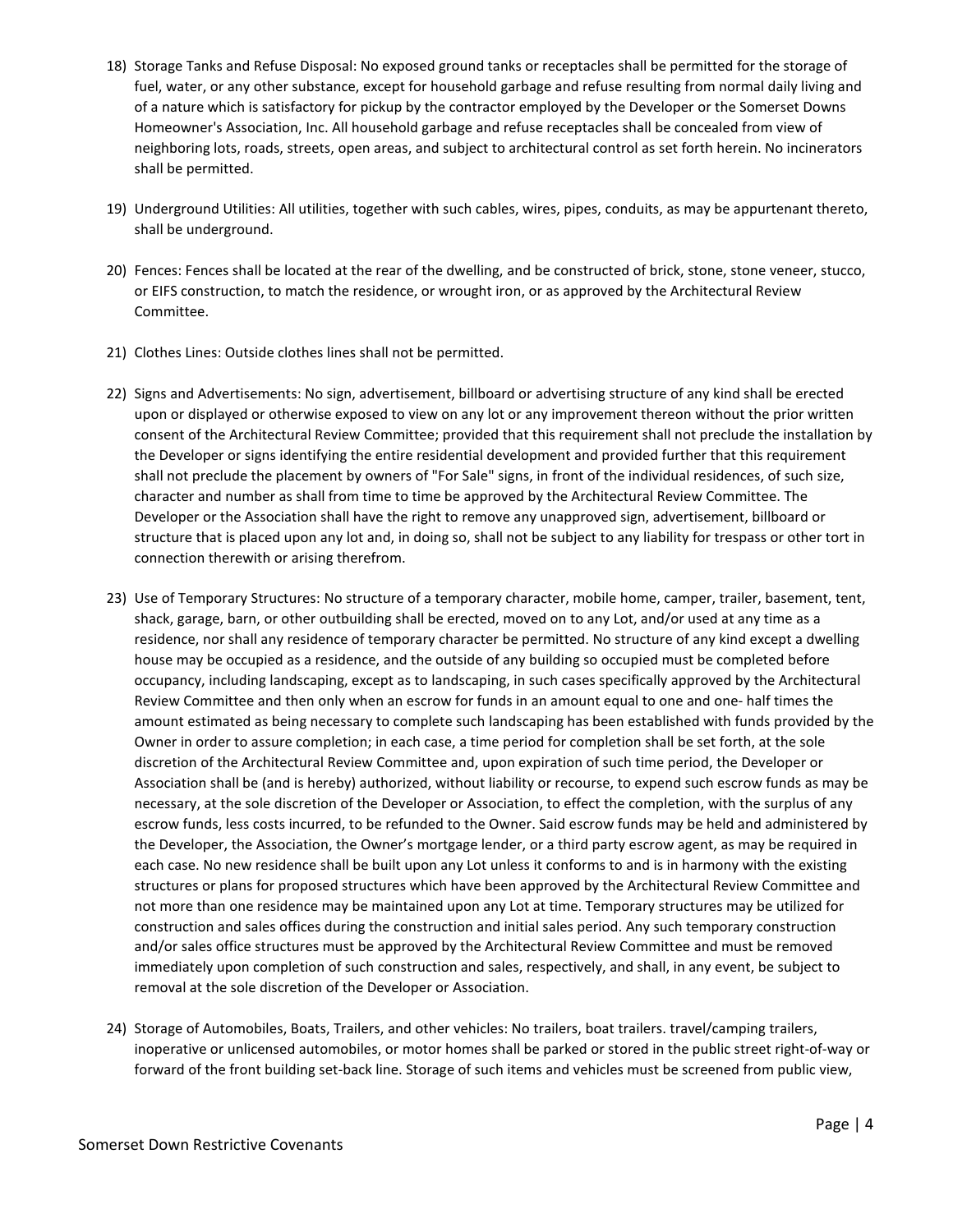18) Storage Tanks and Refuse Disposal: No exposed ground tanks or receptacles shall be permitted for the storage of fuel, water, or any other substance, except for household garbage and refuse resulting from normal daily living and of a nature which is satisfactory for pickup by the contractor employed by the Developer or the Somerset Downs Homeowner's Association, Inc. All household garbage and refuse receptacles shall be concealed from view of neighboring lots, roads, streets, open areas, and subject to architectural control as set forth herein. No incinerators shall be permitted.

19) Underground Utilities: All utilities, together with such cables, wires, pipes, conduits, as may be appurtenant thereto, shall be underground.

20) Fences: Fences shall be located at the rear of the dwelling, and be constructed of brick, stone, stone veneer, stucco, or EIFS construction, to match the residence, or wrought iron, or as approved by the Architectural Review Committee.

21) Clothes Lines: Outside clothes lines shall not be permitted.

22) Signs and Advertisements: No sign, advertisement, billboard or advertising structure of any kind shall be erected upon or displayed or otherwise exposed to view on any lot or any improvement thereon without the prior written consent of the Architectural Review Committee; provided that this requirement shall not preclude the installation by the Developer or signs identifying the entire residential development and provided further that this requirement shall not preclude the placement by owners of "For Sale" signs, in front of the individual residences, of such size, character and number as shall from time to time be approved by the Architectural Review Committee. The Developer or the Association shall have the right to remove any unapproved sign, advertisement, billboard or structure that is placed upon any lot and, in doing so, shall not be subject to any liability for trespass or other tort in connection therewith or arising therefrom.

23) Use of Temporary Structures: No structure of a temporary character, mobile home, camper, trailer, basement, tent, shack, garage, barn, or other outbuilding shall be erected, moved on to any Lot, and/or used at any time as a residence, nor shall any residence of temporary character be permitted. No structure of any kind except a dwelling house may be occupied as a residence, and the outside of any building so occupied must be completed before occupancy, including landscaping, except as to landscaping, in such cases specifically approved by the Architectural Review Committee and then only when an escrow for funds in an amount equal to one and one- half times the amount estimated as being necessary to complete such landscaping has been established with funds provided by the Owner in order to assure completion; in each case, a time period for completion shall be set forth, at the sole discretion of the Architectural Review Committee and, upon expiration of such time period, the Developer or Association shall be (and is hereby) authorized, without liability or recourse, to expend such escrow funds as may be necessary, at the sole discretion of the Developer or Association, to effect the completion, with the surplus of any escrow funds, less costs incurred, to be refunded to the Owner. Said escrow funds may be held and administered by the Developer, the Association, the Owner's mortgage lender, or a third party escrow agent, as may be required in each case. No new residence shall be built upon any Lot unless it conforms to and is in harmony with the existing structures or plans for proposed structures which have been approved by the Architectural Review Committee and not more than one residence may be maintained upon any Lot at time. Temporary structures may be utilized for construction and sales offices during the construction and initial sales period. Any such temporary construction and/or sales office structures must be approved by the Architectural Review Committee and must be removed immediately upon completion of such construction and sales, respectively, and shall, in any event, be subject to removal at the sole discretion of the Developer or Association.

24) Storage of Automobiles, Boats, Trailers, and other vehicles: No trailers, boat trailers. travel/camping trailers, inoperative or unlicensed automobiles, or motor homes shall be parked or stored in the public street right-of-way or forward of the front building set-back line. Storage of such items and vehicles must be screened from public view,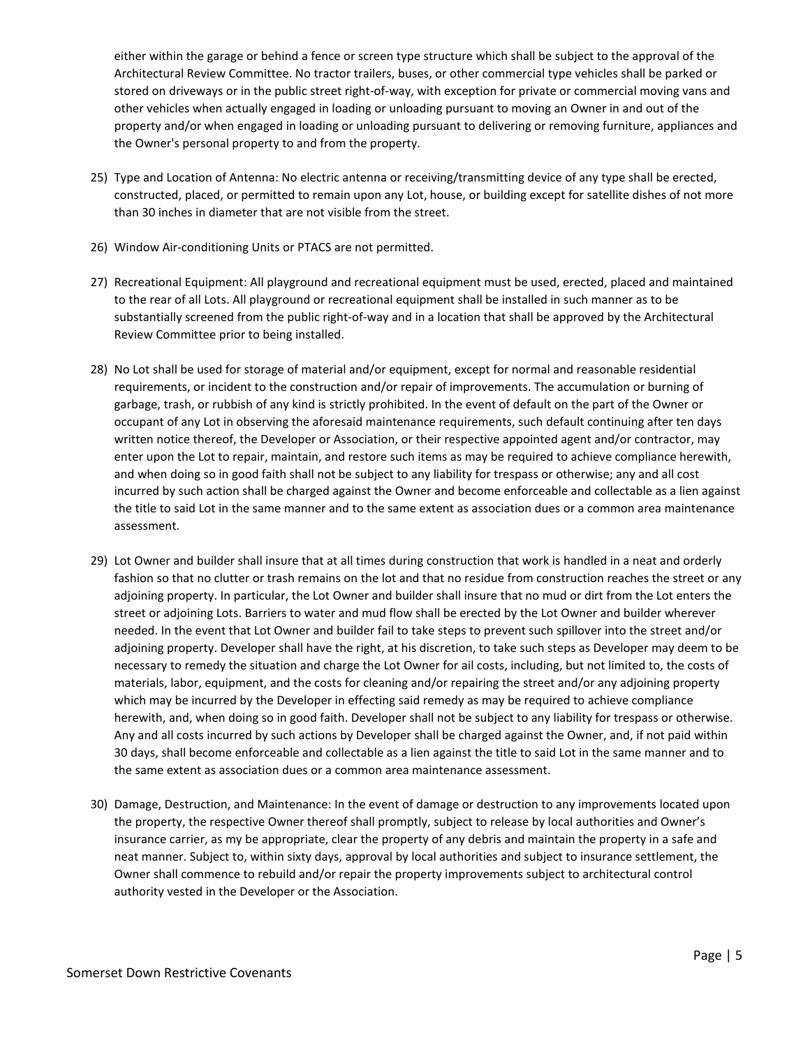either within the garage or behind a fence or screen type structure which shall be subject to the approval of the Architectural Review Committee. No tractor trailers, buses, or other commercial type vehicles shall be parked or stored on driveways or in the public street right-of-way, with exception for private or commercial moving vans and other vehicles when actually engaged in loading or unloading pursuant to moving an Owner in and out of the property and/or when engaged in loading or unloading pursuant to delivering or removing furniture, appliances and the Owner's personal property to and from the property.

25) Type and Location of Antenna: No electric antenna or receiving/transmitting device of any type shall be erected, constructed, placed, or permitted to remain upon any Lot, house, or building except for satellite dishes of not more than 30 inches in diameter that are not visible from the street.

26) Window Air-conditioning Units or PTACS are not permitted.

27) Recreational Equipment: All playground and recreational equipment must be used, erected, placed and maintained to the rear of all Lots. All playground or recreational equipment shall be installed in such manner as to be substantially screened from the public right-of-way and in a location that shall be approved by the Architectural Review Committee prior to being installed.

28) No Lot shall be used for storage of material and/or equipment, except for normal and reasonable residential requirements, or incident to the construction and/or repair of improvements. The accumulation or burning of garbage, trash, or rubbish of any kind is strictly prohibited. In the event of default on the part of the Owner or occupant of any Lot in observing the aforesaid maintenance requirements, such default continuing after ten days written notice thereof, the Developer or Association, or their respective appointed agent and/or contractor, may enter upon the Lot to repair, maintain, and restore such items as may be required to achieve compliance herewith, and when doing so in good faith shall not be subject to any liability for trespass or otherwise; any and all cost incurred by such action shall be charged against the Owner and become enforceable and collectable as a lien against the title to said Lot in the same manner and to the same extent as association dues or a common area maintenance assessment.

29) Lot Owner and builder shall insure that at all times during construction that work is handled in a neat and orderly fashion so that no clutter or trash remains on the lot and that no residue from construction reaches the street or any adjoining property. In particular, the Lot Owner and builder shall insure that no mud or dirt from the Lot enters the street or adjoining Lots. Barriers to water and mud flow shall be erected by the Lot Owner and builder wherever needed. In the event that Lot Owner and builder fail to take steps to prevent such spillover into the street and/or adjoining property. Developer shall have the right, at his discretion, to take such steps as Developer may deem to be necessary to remedy the situation and charge the Lot Owner for ail costs, including, but not limited to, the costs of materials, labor, equipment, and the costs for cleaning and/or repairing the street and/or any adjoining property which may be incurred by the Developer in effecting said remedy as may be required to achieve compliance herewith, and, when doing so in good faith. Developer shall not be subject to any liability for trespass or otherwise. Any and all costs incurred by such actions by Developer shall be charged against the Owner, and, if not paid within 30 days, shall become enforceable and collectable as a lien against the title to said Lot in the same manner and to the same extent as association dues or a common area maintenance assessment.

30) Damage, Destruction, and Maintenance: In the event of damage or destruction to any improvements located upon the property, the respective Owner thereof shall promptly, subject to release by local authorities and Owner's insurance carrier, as my be appropriate, clear the property of any debris and maintain the property in a safe and neat manner. Subject to, within sixty days, approval by local authorities and subject to insurance settlement, the Owner shall commence to rebuild and/or repair the property improvements subject to architectural control authority vested in the Developer or the Association.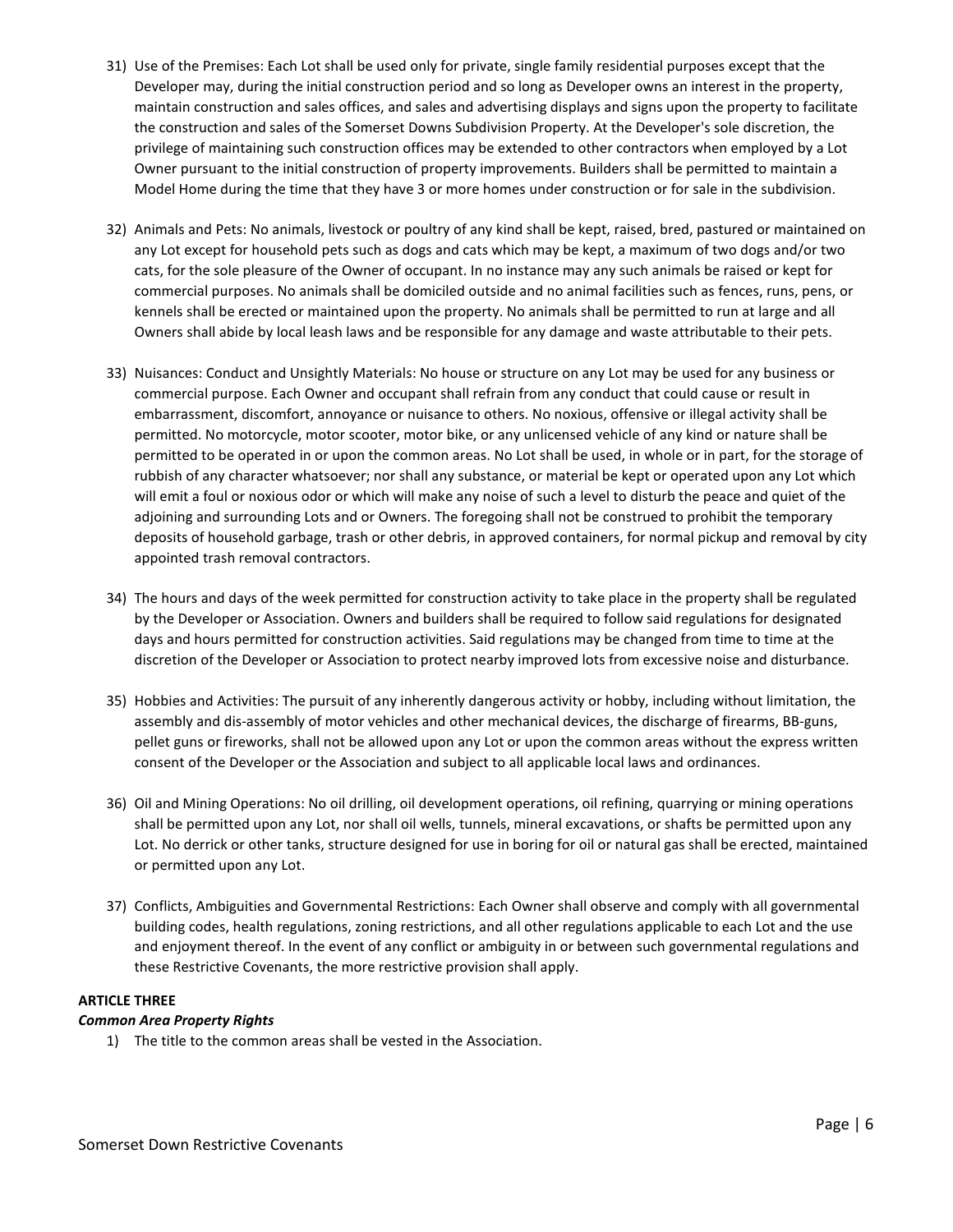31) Use of the Premises: Each Lot shall be used only for private, single family residential purposes except that the Developer may, during the initial construction period and so long as Developer owns an interest in the property, maintain construction and sales offices, and sales and advertising displays and signs upon the property to facilitate the construction and sales of the Somerset Downs Subdivision Property. At the Developer's sole discretion, the privilege of maintaining such construction offices may be extended to other contractors when employed by a Lot Owner pursuant to the initial construction of property improvements. Builders shall be permitted to maintain a Model Home during the time that they have 3 or more homes under construction or for sale in the subdivision.

32) Animals and Pets: No animals, livestock or poultry of any kind shall be kept, raised, bred, pastured or maintained on any Lot except for household pets such as dogs and cats which may be kept, a maximum of two dogs and/or two cats, for the sole pleasure of the Owner of occupant. In no instance may any such animals be raised or kept for commercial purposes. No animals shall be domiciled outside and no animal facilities such as fences, runs, pens, or kennels shall be erected or maintained upon the property. No animals shall be permitted to run at large and all Owners shall abide by local leash laws and be responsible for any damage and waste attributable to their pets.

33) Nuisances: Conduct and Unsightly Materials: No house or structure on any Lot may be used for any business or commercial purpose. Each Owner and occupant shall refrain from any conduct that could cause or result in embarrassment, discomfort, annoyance or nuisance to others. No noxious, offensive or illegal activity shall be permitted. No motorcycle, motor scooter, motor bike, or any unlicensed vehicle of any kind or nature shall be permitted to be operated in or upon the common areas. No Lot shall be used, in whole or in part, for the storage of rubbish of any character whatsoever; nor shall any substance, or material be kept or operated upon any Lot which will emit a foul or noxious odor or which will make any noise of such a level to disturb the peace and quiet of the adjoining and surrounding Lots and or Owners. The foregoing shall not be construed to prohibit the temporary deposits of household garbage, trash or other debris, in approved containers, for normal pickup and removal by city appointed trash removal contractors.

34) The hours and days of the week permitted for construction activity to take place in the property shall be regulated by the Developer or Association. Owners and builders shall be required to follow said regulations for designated days and hours permitted for construction activities. Said regulations may be changed from time to time at the discretion of the Developer or Association to protect nearby improved lots from excessive noise and disturbance.

35) Hobbies and Activities: The pursuit of any inherently dangerous activity or hobby, including without limitation, the assembly and dis-assembly of motor vehicles and other mechanical devices, the discharge of firearms, BB-guns, pellet guns or fireworks, shall not be allowed upon any Lot or upon the common areas without the express written consent of the Developer or the Association and subject to all applicable local laws and ordinances.

36) Oil and Mining Operations: No oil drilling, oil development operations, oil refining, quarrying or mining operations shall be permitted upon any Lot, nor shall oil wells, tunnels, mineral excavations, or shafts be permitted upon any Lot. No derrick or other tanks, structure designed for use in boring for oil or natural gas shall be erected, maintained or permitted upon any Lot.

37) Conflicts, Ambiguities and Governmental Restrictions: Each Owner shall observe and comply with all governmental building codes, health regulations, zoning restrictions, and all other regulations applicable to each Lot and the use and enjoyment thereof. In the event of any conflict or ambiguity in or between such governmental regulations and these Restrictive Covenants, the more restrictive provision shall apply.

**ARTICLE THREE**

***Common Area Property Rights***

1) The title to the common areas shall be vested in the Association.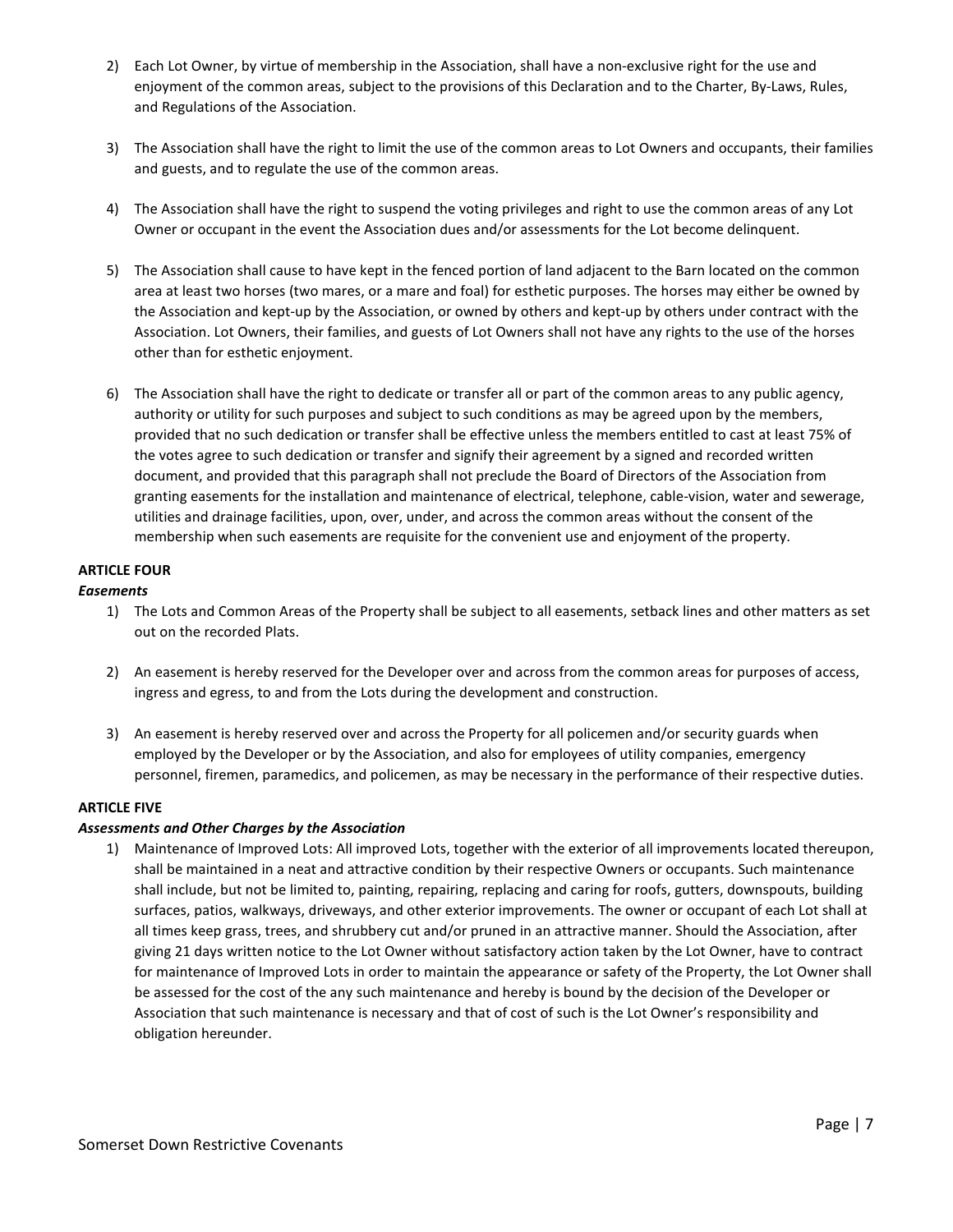2) Each Lot Owner, by virtue of membership in the Association, shall have a non-exclusive right for the use and enjoyment of the common areas, subject to the provisions of this Declaration and to the Charter, By-Laws, Rules, and Regulations of the Association.

3) The Association shall have the right to limit the use of the common areas to Lot Owners and occupants, their families and guests, and to regulate the use of the common areas.

4) The Association shall have the right to suspend the voting privileges and right to use the common areas of any Lot Owner or occupant in the event the Association dues and/or assessments for the Lot become delinquent.

5) The Association shall cause to have kept in the fenced portion of land adjacent to the Barn located on the common area at least two horses (two mares, or a mare and foal) for esthetic purposes. The horses may either be owned by the Association and kept-up by the Association, or owned by others and kept-up by others under contract with the Association. Lot Owners, their families, and guests of Lot Owners shall not have any rights to the use of the horses other than for esthetic enjoyment.

6) The Association shall have the right to dedicate or transfer all or part of the common areas to any public agency, authority or utility for such purposes and subject to such conditions as may be agreed upon by the members, provided that no such dedication or transfer shall be effective unless the members entitled to cast at least 75% of the votes agree to such dedication or transfer and signify their agreement by a signed and recorded written document, and provided that this paragraph shall not preclude the Board of Directors of the Association from granting easements for the installation and maintenance of electrical, telephone, cable-vision, water and sewerage, utilities and drainage facilities, upon, over, under, and across the common areas without the consent of the membership when such easements are requisite for the convenient use and enjoyment of the property.

**ARTICLE FOUR**

***Easements***

1) The Lots and Common Areas of the Property shall be subject to all easements, setback lines and other matters as set out on the recorded Plats.

2) An easement is hereby reserved for the Developer over and across from the common areas for purposes of access, ingress and egress, to and from the Lots during the development and construction.

3) An easement is hereby reserved over and across the Property for all policemen and/or security guards when employed by the Developer or by the Association, and also for employees of utility companies, emergency personnel, firemen, paramedics, and policemen, as may be necessary in the performance of their respective duties.

**ARTICLE FIVE**

***Assessments and Other Charges by the Association***

1) Maintenance of Improved Lots: All improved Lots, together with the exterior of all improvements located thereupon, shall be maintained in a neat and attractive condition by their respective Owners or occupants. Such maintenance shall include, but not be limited to, painting, repairing, replacing and caring for roofs, gutters, downspouts, building surfaces, patios, walkways, driveways, and other exterior improvements. The owner or occupant of each Lot shall at all times keep grass, trees, and shrubbery cut and/or pruned in an attractive manner. Should the Association, after giving 21 days written notice to the Lot Owner without satisfactory action taken by the Lot Owner, have to contract for maintenance of Improved Lots in order to maintain the appearance or safety of the Property, the Lot Owner shall be assessed for the cost of the any such maintenance and hereby is bound by the decision of the Developer or Association that such maintenance is necessary and that of cost of such is the Lot Owner's responsibility and obligation hereunder.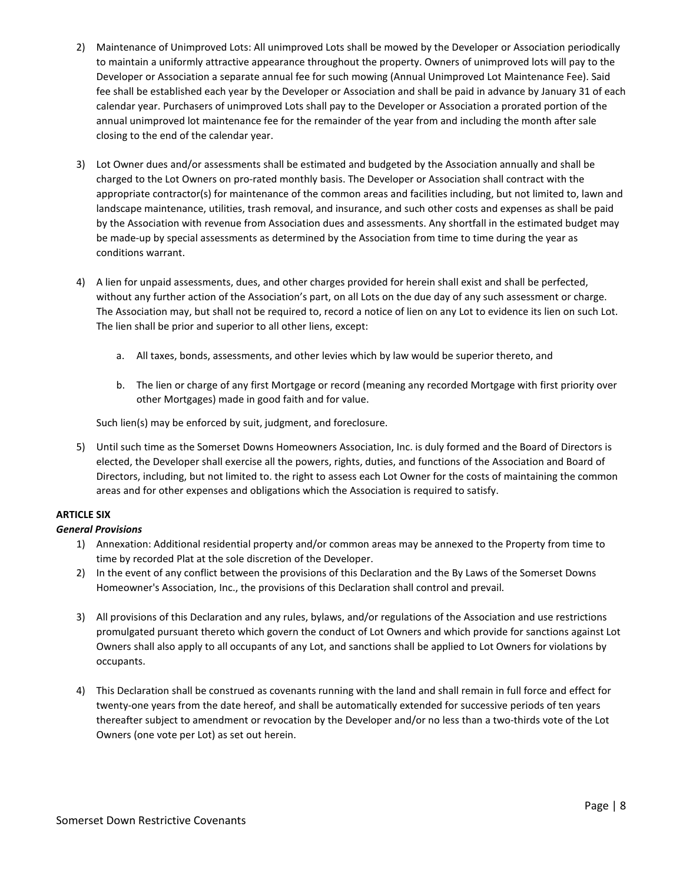2) Maintenance of Unimproved Lots: All unimproved Lots shall be mowed by the Developer or Association periodically to maintain a uniformly attractive appearance throughout the property. Owners of unimproved lots will pay to the Developer or Association a separate annual fee for such mowing (Annual Unimproved Lot Maintenance Fee). Said fee shall be established each year by the Developer or Association and shall be paid in advance by January 31 of each calendar year. Purchasers of unimproved Lots shall pay to the Developer or Association a prorated portion of the annual unimproved lot maintenance fee for the remainder of the year from and including the month after sale closing to the end of the calendar year.

3) Lot Owner dues and/or assessments shall be estimated and budgeted by the Association annually and shall be charged to the Lot Owners on pro-rated monthly basis. The Developer or Association shall contract with the appropriate contractor(s) for maintenance of the common areas and facilities including, but not limited to, lawn and landscape maintenance, utilities, trash removal, and insurance, and such other costs and expenses as shall be paid by the Association with revenue from Association dues and assessments. Any shortfall in the estimated budget may be made-up by special assessments as determined by the Association from time to time during the year as conditions warrant.

4) A lien for unpaid assessments, dues, and other charges provided for herein shall exist and shall be perfected, without any further action of the Association's part, on all Lots on the due day of any such assessment or charge. The Association may, but shall not be required to, record a notice of lien on any Lot to evidence its lien on such Lot. The lien shall be prior and superior to all other liens, except:

   a. All taxes, bonds, assessments, and other levies which by law would be superior thereto, and

   b. The lien or charge of any first Mortgage or record (meaning any recorded Mortgage with first priority over other Mortgages) made in good faith and for value.

   Such lien(s) may be enforced by suit, judgment, and foreclosure.

5) Until such time as the Somerset Downs Homeowners Association, Inc. is duly formed and the Board of Directors is elected, the Developer shall exercise all the powers, rights, duties, and functions of the Association and Board of Directors, including, but not limited to. the right to assess each Lot Owner for the costs of maintaining the common areas and for other expenses and obligations which the Association is required to satisfy.

**ARTICLE SIX**

***General Provisions***

1) Annexation: Additional residential property and/or common areas may be annexed to the Property from time to time by recorded Plat at the sole discretion of the Developer.
2) In the event of any conflict between the provisions of this Declaration and the By Laws of the Somerset Downs Homeowner's Association, Inc., the provisions of this Declaration shall control and prevail.
3) All provisions of this Declaration and any rules, bylaws, and/or regulations of the Association and use restrictions promulgated pursuant thereto which govern the conduct of Lot Owners and which provide for sanctions against Lot Owners shall also apply to all occupants of any Lot, and sanctions shall be applied to Lot Owners for violations by occupants.
4) This Declaration shall be construed as covenants running with the land and shall remain in full force and effect for twenty-one years from the date hereof, and shall be automatically extended for successive periods of ten years thereafter subject to amendment or revocation by the Developer and/or no less than a two-thirds vote of the Lot Owners (one vote per Lot) as set out herein.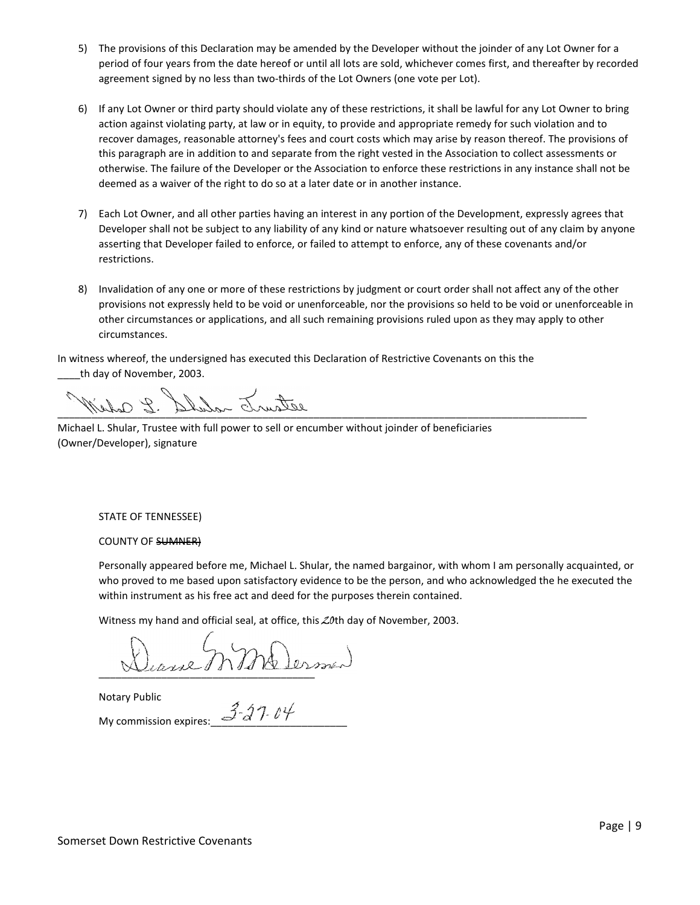5) The provisions of this Declaration may be amended by the Developer without the joinder of any Lot Owner for a period of four years from the date hereof or until all lots are sold, whichever comes first, and thereafter by recorded agreement signed by no less than two-thirds of the Lot Owners (one vote per Lot).

6) If any Lot Owner or third party should violate any of these restrictions, it shall be lawful for any Lot Owner to bring action against violating party, at law or in equity, to provide and appropriate remedy for such violation and to recover damages, reasonable attorney's fees and court costs which may arise by reason thereof. The provisions of this paragraph are in addition to and separate from the right vested in the Association to collect assessments or otherwise. The failure of the Developer or the Association to enforce these restrictions in any instance shall not be deemed as a waiver of the right to do so at a later date or in another instance.

7) Each Lot Owner, and all other parties having an interest in any portion of the Development, expressly agrees that Developer shall not be subject to any liability of any kind or nature whatsoever resulting out of any claim by anyone asserting that Developer failed to enforce, or failed to attempt to enforce, any of these covenants and/or restrictions.

8) Invalidation of any one or more of these restrictions by judgment or court order shall not affect any of the other provisions not expressly held to be void or unenforceable, nor the provisions so held to be void or unenforceable in other circumstances or applications, and all such remaining provisions ruled upon as they may apply to other circumstances.

In witness whereof, the undersigned has executed this Declaration of Restrictive Covenants on this the ____th day of November, 2003.

Michael L. Shular Trustee

Michael L. Shular, Trustee with full power to sell or encumber without joinder of beneficiaries (Owner/Developer), signature

STATE OF TENNESSEE)

COUNTY OF ~~SUMNER)~~

Personally appeared before me, Michael L. Shular, the named bargainor, with whom I am personally acquainted, or who proved to me based upon satisfactory evidence to be the person, and who acknowledged the he executed the within instrument as his free act and deed for the purposes therein contained.

Witness my hand and official seal, at office, this 20th day of November, 2003.

Dianne M McDerman

Notary Public

My commission expires: 3-27-04

Somerset Down Restrictive Covenants